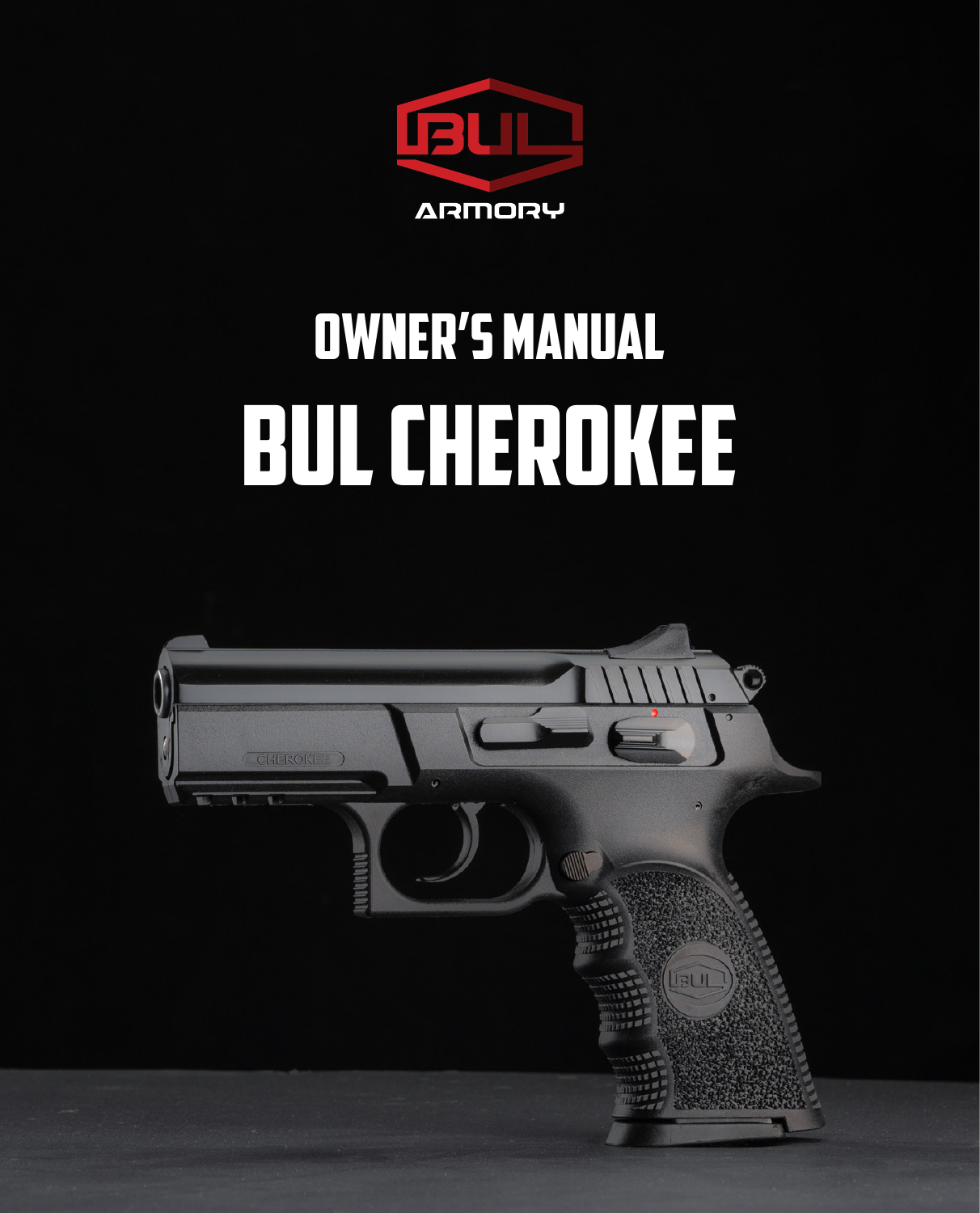BUL ARMORY

# OWNER'S MANUAL

# BUL CHEROKEE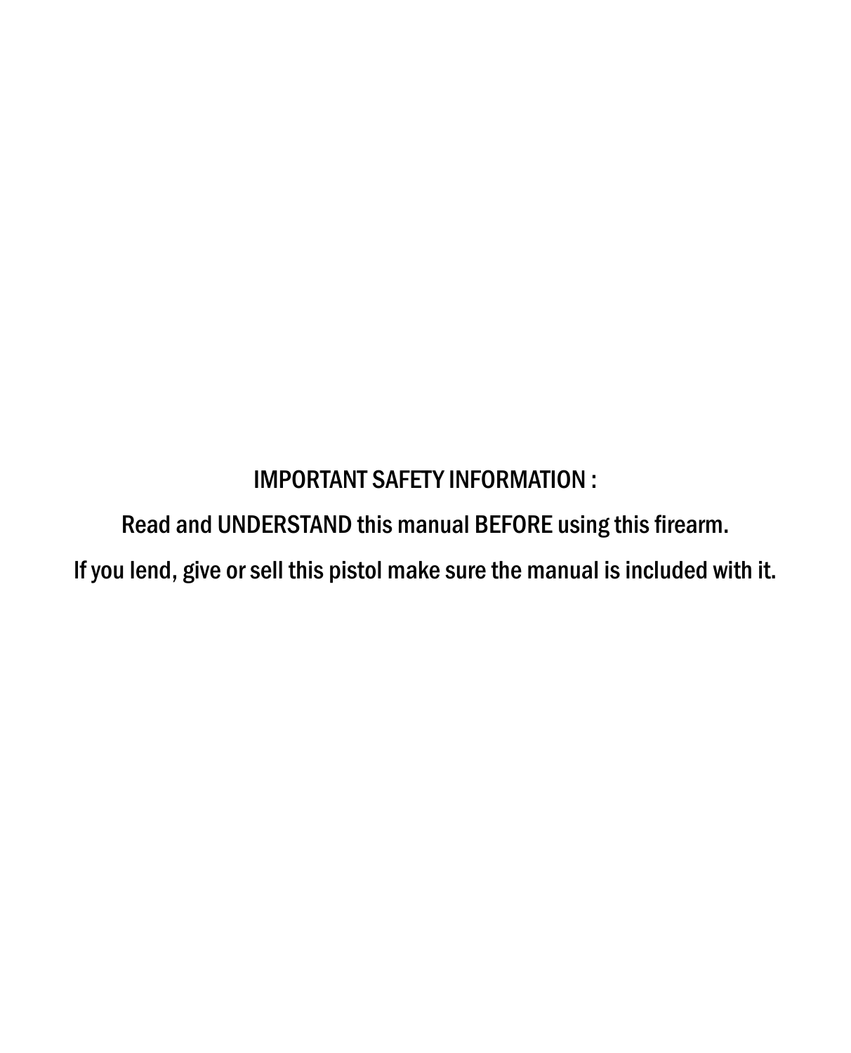IMPORTANT SAFETY INFORMATION :

Read and UNDERSTAND this manual BEFORE using this firearm.

If you lend, give or sell this pistol make sure the manual is included with it.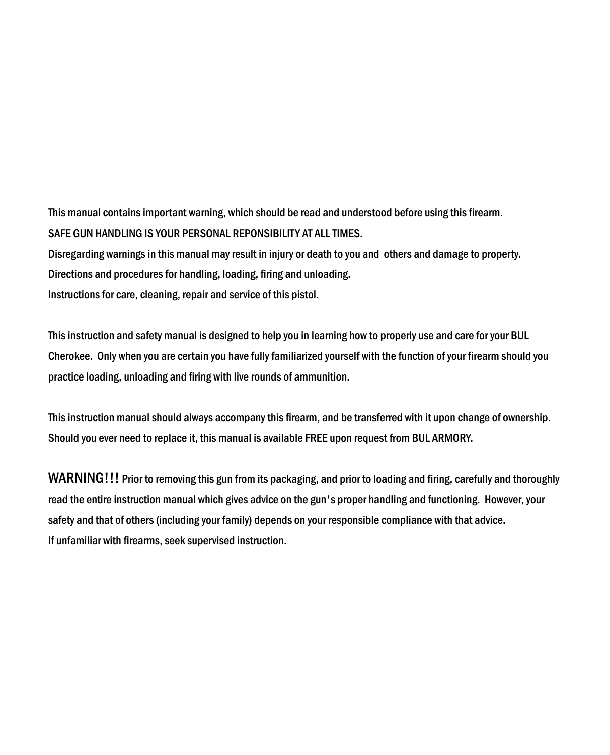This manual contains important warning, which should be read and understood before using this firearm.

SAFE GUN HANDLING IS YOUR PERSONAL REPONSIBILITY AT ALL TIMES.

Disregarding warnings in this manual may result in injury or death to you and others and damage to property.

Directions and procedures for handling, loading, firing and unloading.

Instructions for care, cleaning, repair and service of this pistol.

This instruction and safety manual is designed to help you in learning how to properly use and care for your BUL Cherokee. Only when you are certain you have fully familiarized yourself with the function of your firearm should you practice loading, unloading and firing with live rounds of ammunition.

This instruction manual should always accompany this firearm, and be transferred with it upon change of ownership. Should you ever need to replace it, this manual is available FREE upon request from BUL ARMORY.

WARNING!!! Prior to removing this gun from its packaging, and prior to loading and firing, carefully and thoroughly read the entire instruction manual which gives advice on the gun's proper handling and functioning. However, your safety and that of others (including your family) depends on your responsible compliance with that advice.

If unfamiliar with firearms, seek supervised instruction.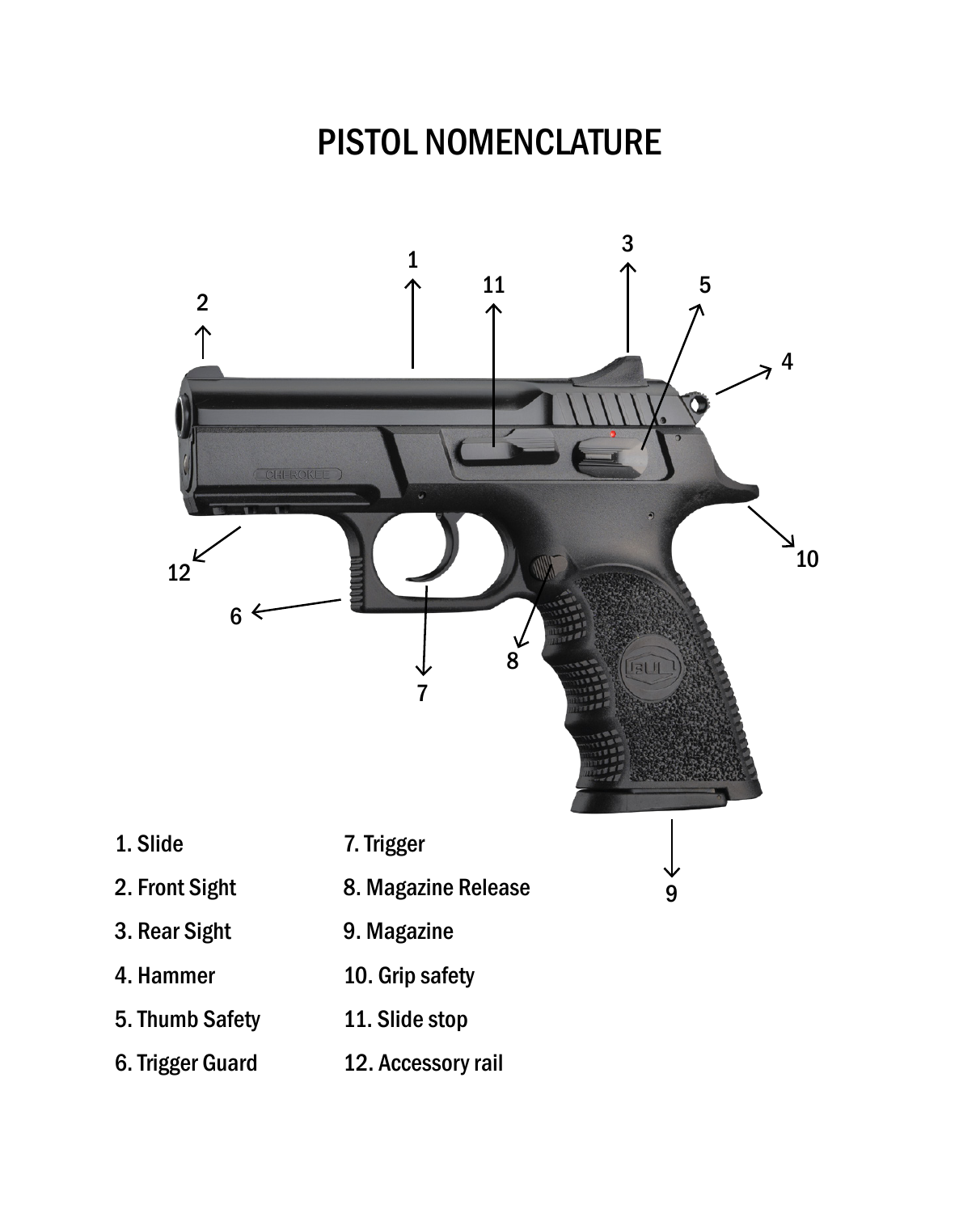# PISTOL NOMENCLATURE

1. Slide
2. Front Sight
3. Rear Sight
4. Hammer
5. Thumb Safety
6. Trigger Guard
7. Trigger
8. Magazine Release
9. Magazine
10. Grip safety
11. Slide stop
12. Accessory rail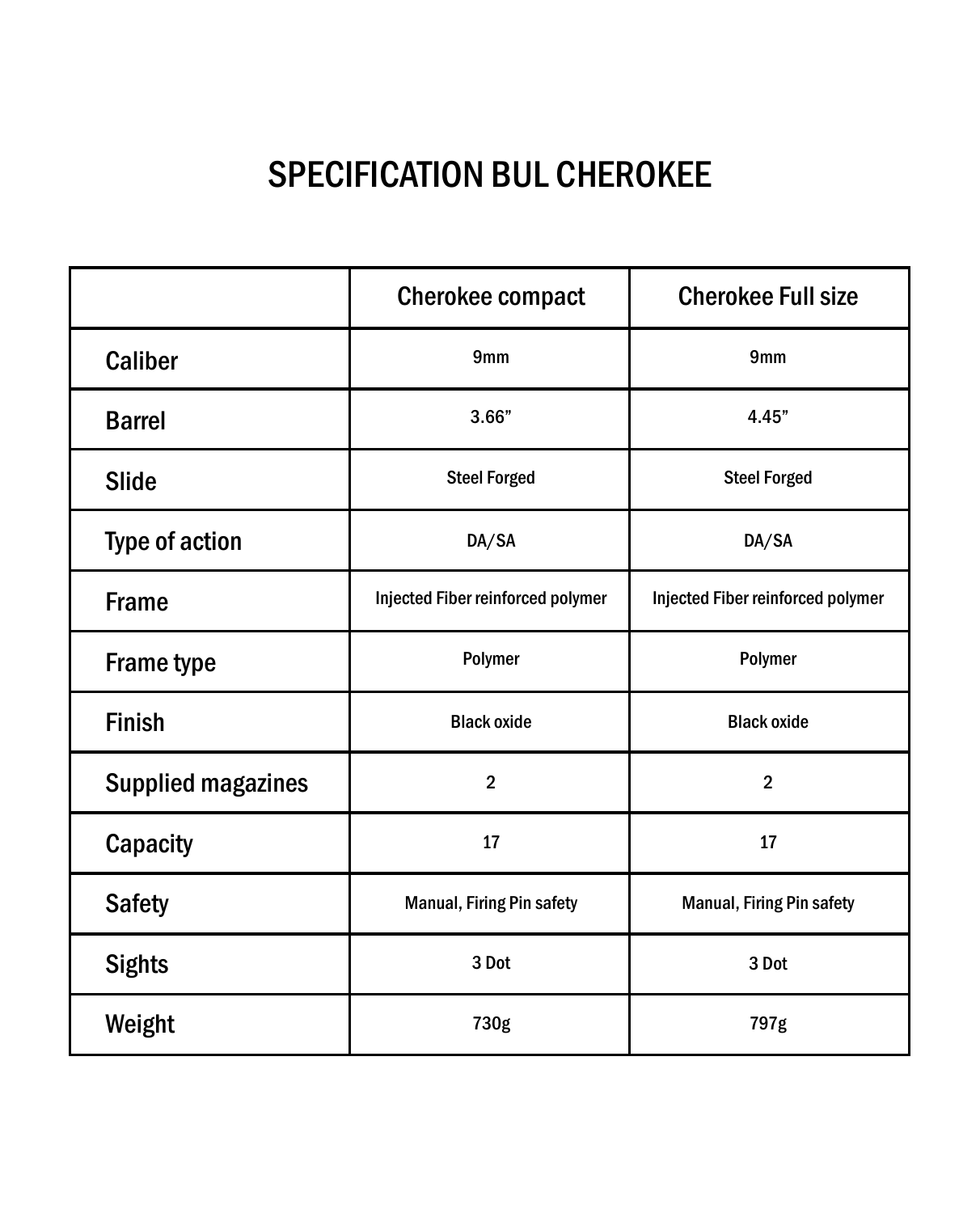# SPECIFICATION BUL CHEROKEE

| | Cherokee compact | Cherokee Full size |
|---|---|---|
| Caliber | 9mm | 9mm |
| Barrel | 3.66” | 4.45” |
| Slide | Steel Forged | Steel Forged |
| Type of action | DA/SA | DA/SA |
| Frame | Injected Fiber reinforced polymer | Injected Fiber reinforced polymer |
| Frame type | Polymer | Polymer |
| Finish | Black oxide | Black oxide |
| Supplied magazines | 2 | 2 |
| Capacity | 17 | 17 |
| Safety | Manual, Firing Pin safety | Manual, Firing Pin safety |
| Sights | 3 Dot | 3 Dot |
| Weight | 730g | 797g |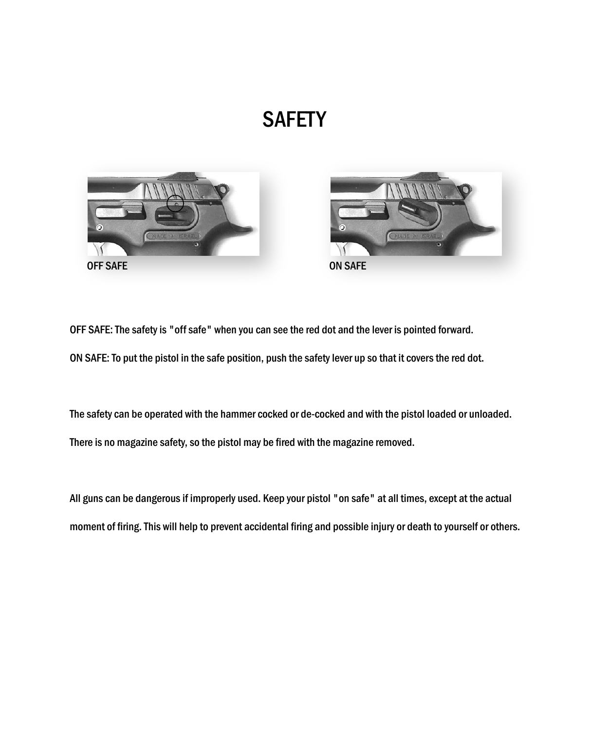# SAFETY

OFF SAFE

ON SAFE

OFF SAFE: The safety is "off safe" when you can see the red dot and the lever is pointed forward.

ON SAFE: To put the pistol in the safe position, push the safety lever up so that it covers the red dot.

The safety can be operated with the hammer cocked or de-cocked and with the pistol loaded or unloaded.

There is no magazine safety, so the pistol may be fired with the magazine removed.

All guns can be dangerous if improperly used. Keep your pistol "on safe" at all times, except at the actual moment of firing. This will help to prevent accidental firing and possible injury or death to yourself or others.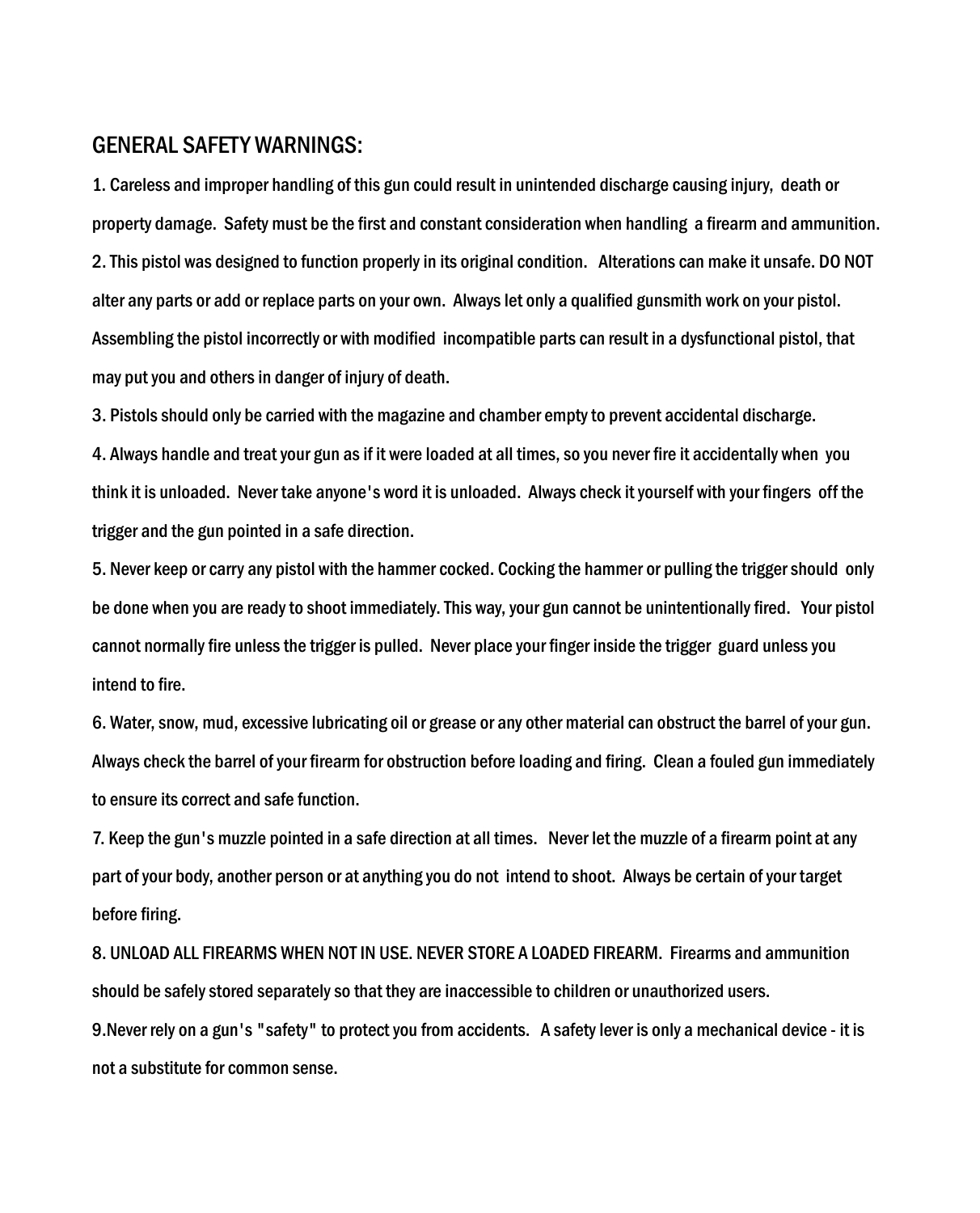## GENERAL SAFETY WARNINGS:

1. Careless and improper handling of this gun could result in unintended discharge causing injury, death or property damage. Safety must be the first and constant consideration when handling a firearm and ammunition.
2. This pistol was designed to function properly in its original condition. Alterations can make it unsafe. DO NOT alter any parts or add or replace parts on your own. Always let only a qualified gunsmith work on your pistol. Assembling the pistol incorrectly or with modified incompatible parts can result in a dysfunctional pistol, that may put you and others in danger of injury of death.
3. Pistols should only be carried with the magazine and chamber empty to prevent accidental discharge.
4. Always handle and treat your gun as if it were loaded at all times, so you never fire it accidentally when you think it is unloaded. Never take anyone's word it is unloaded. Always check it yourself with your fingers off the trigger and the gun pointed in a safe direction.
5. Never keep or carry any pistol with the hammer cocked. Cocking the hammer or pulling the trigger should only be done when you are ready to shoot immediately. This way, your gun cannot be unintentionally fired. Your pistol cannot normally fire unless the trigger is pulled. Never place your finger inside the trigger guard unless you intend to fire.
6. Water, snow, mud, excessive lubricating oil or grease or any other material can obstruct the barrel of your gun. Always check the barrel of your firearm for obstruction before loading and firing. Clean a fouled gun immediately to ensure its correct and safe function.
7. Keep the gun's muzzle pointed in a safe direction at all times. Never let the muzzle of a firearm point at any part of your body, another person or at anything you do not intend to shoot. Always be certain of your target before firing.
8. UNLOAD ALL FIREARMS WHEN NOT IN USE. NEVER STORE A LOADED FIREARM. Firearms and ammunition should be safely stored separately so that they are inaccessible to children or unauthorized users.
9. Never rely on a gun's "safety" to protect you from accidents. A safety lever is only a mechanical device - it is not a substitute for common sense.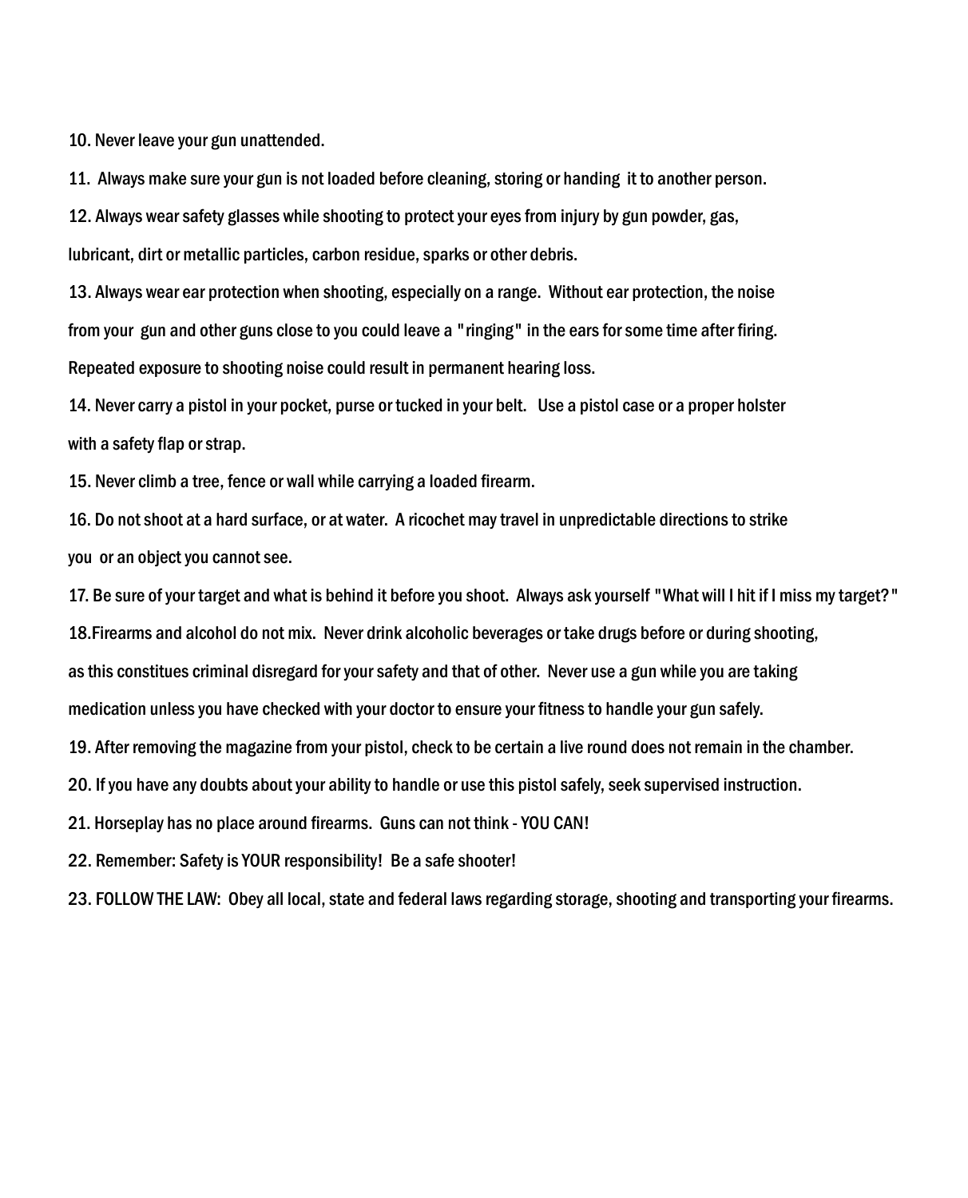10. Never leave your gun unattended.

11. Always make sure your gun is not loaded before cleaning, storing or handing it to another person.

12. Always wear safety glasses while shooting to protect your eyes from injury by gun powder, gas, lubricant, dirt or metallic particles, carbon residue, sparks or other debris.

13. Always wear ear protection when shooting, especially on a range. Without ear protection, the noise from your gun and other guns close to you could leave a "ringing" in the ears for some time after firing. Repeated exposure to shooting noise could result in permanent hearing loss.

14. Never carry a pistol in your pocket, purse or tucked in your belt. Use a pistol case or a proper holster with a safety flap or strap.

15. Never climb a tree, fence or wall while carrying a loaded firearm.

16. Do not shoot at a hard surface, or at water. A ricochet may travel in unpredictable directions to strike you or an object you cannot see.

17. Be sure of your target and what is behind it before you shoot. Always ask yourself "What will I hit if I miss my target?"

18.Firearms and alcohol do not mix. Never drink alcoholic beverages or take drugs before or during shooting, as this constitues criminal disregard for your safety and that of other. Never use a gun while you are taking medication unless you have checked with your doctor to ensure your fitness to handle your gun safely.

19. After removing the magazine from your pistol, check to be certain a live round does not remain in the chamber.

20. If you have any doubts about your ability to handle or use this pistol safely, seek supervised instruction.

21. Horseplay has no place around firearms. Guns can not think - YOU CAN!

22. Remember: Safety is YOUR responsibility! Be a safe shooter!

23. FOLLOW THE LAW: Obey all local, state and federal laws regarding storage, shooting and transporting your firearms.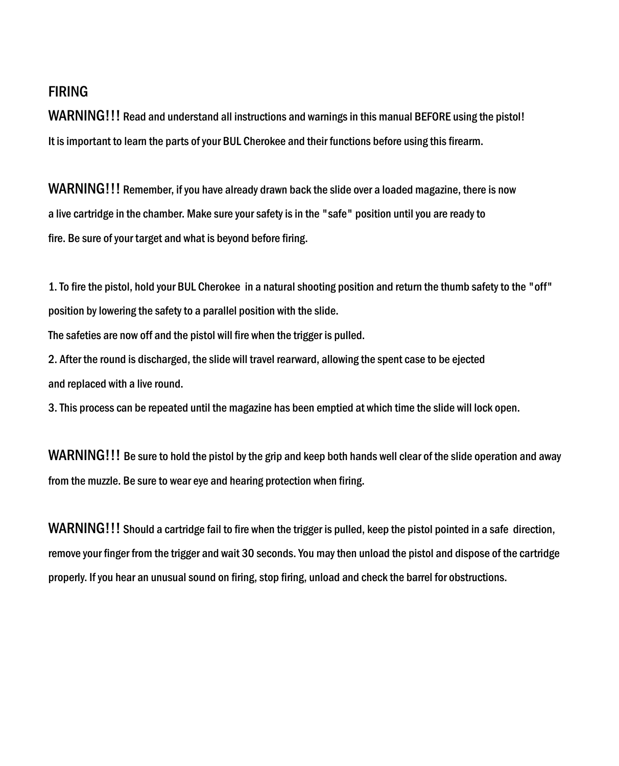## FIRING

**WARNING!!!** Read and understand all instructions and warnings in this manual BEFORE using the pistol! It is important to learn the parts of your BUL Cherokee and their functions before using this firearm.

**WARNING!!!** Remember, if you have already drawn back the slide over a loaded magazine, there is now a live cartridge in the chamber. Make sure your safety is in the "safe" position until you are ready to fire. Be sure of your target and what is beyond before firing.

1. To fire the pistol, hold your BUL Cherokee in a natural shooting position and return the thumb safety to the "off" position by lowering the safety to a parallel position with the slide.
The safeties are now off and the pistol will fire when the trigger is pulled.
2. After the round is discharged, the slide will travel rearward, allowing the spent case to be ejected and replaced with a live round.
3. This process can be repeated until the magazine has been emptied at which time the slide will lock open.

**WARNING!!!** Be sure to hold the pistol by the grip and keep both hands well clear of the slide operation and away from the muzzle. Be sure to wear eye and hearing protection when firing.

**WARNING!!!** Should a cartridge fail to fire when the trigger is pulled, keep the pistol pointed in a safe direction, remove your finger from the trigger and wait 30 seconds. You may then unload the pistol and dispose of the cartridge properly. If you hear an unusual sound on firing, stop firing, unload and check the barrel for obstructions.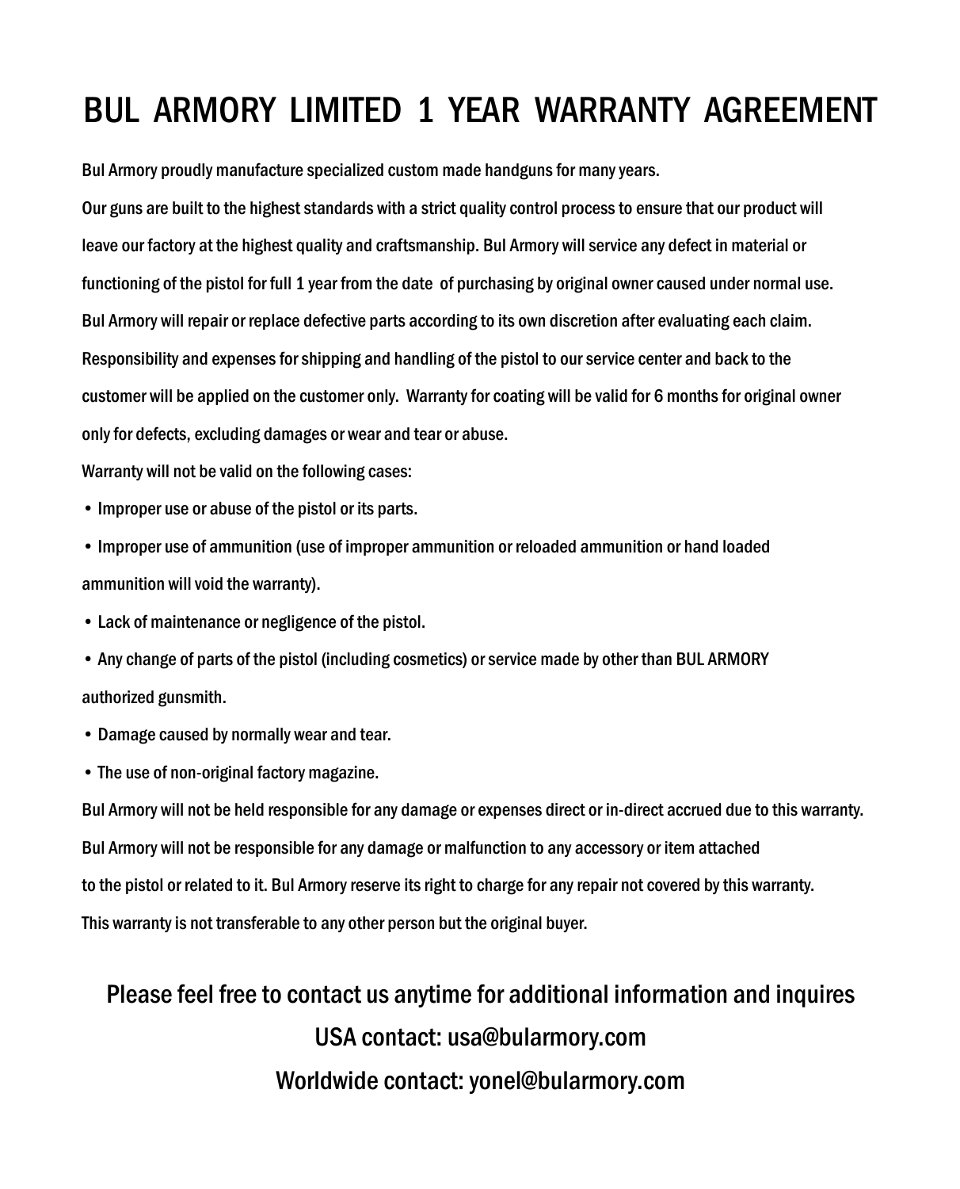# BUL ARMORY LIMITED 1 YEAR WARRANTY AGREEMENT

Bul Armory proudly manufacture specialized custom made handguns for many years.

Our guns are built to the highest standards with a strict quality control process to ensure that our product will leave our factory at the highest quality and craftsmanship. Bul Armory will service any defect in material or functioning of the pistol for full 1 year from the date of purchasing by original owner caused under normal use. Bul Armory will repair or replace defective parts according to its own discretion after evaluating each claim. Responsibility and expenses for shipping and handling of the pistol to our service center and back to the customer will be applied on the customer only. Warranty for coating will be valid for 6 months for original owner only for defects, excluding damages or wear and tear or abuse.

Warranty will not be valid on the following cases:

- Improper use or abuse of the pistol or its parts.
- Improper use of ammunition (use of improper ammunition or reloaded ammunition or hand loaded ammunition will void the warranty).
- Lack of maintenance or negligence of the pistol.
- Any change of parts of the pistol (including cosmetics) or service made by other than BUL ARMORY authorized gunsmith.
- Damage caused by normally wear and tear.
- The use of non-original factory magazine.

Bul Armory will not be held responsible for any damage or expenses direct or in-direct accrued due to this warranty. Bul Armory will not be responsible for any damage or malfunction to any accessory or item attached to the pistol or related to it. Bul Armory reserve its right to charge for any repair not covered by this warranty. This warranty is not transferable to any other person but the original buyer.

## Please feel free to contact us anytime for additional information and inquires

## USA contact: usa@bularmory.com

## Worldwide contact: yonel@bularmory.com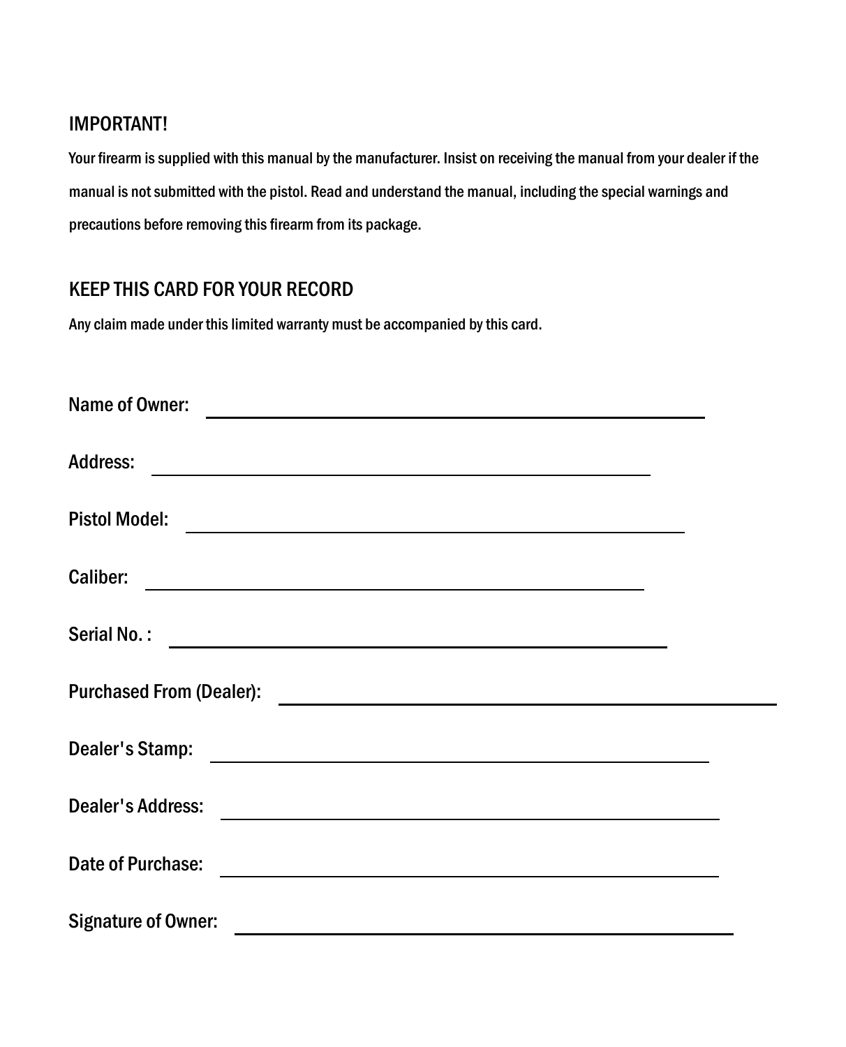## IMPORTANT!

Your firearm is supplied with this manual by the manufacturer. Insist on receiving the manual from your dealer if the manual is not submitted with the pistol. Read and understand the manual, including the special warnings and precautions before removing this firearm from its package.

## KEEP THIS CARD FOR YOUR RECORD

Any claim made under this limited warranty must be accompanied by this card.

Name of Owner: ______________________________

Address: ______________________________

Pistol Model: ______________________________

Caliber: ______________________________

Serial No. : ______________________________

Purchased From (Dealer): ______________________________

Dealer's Stamp: ______________________________

Dealer's Address: ______________________________

Date of Purchase: ______________________________

Signature of Owner: ______________________________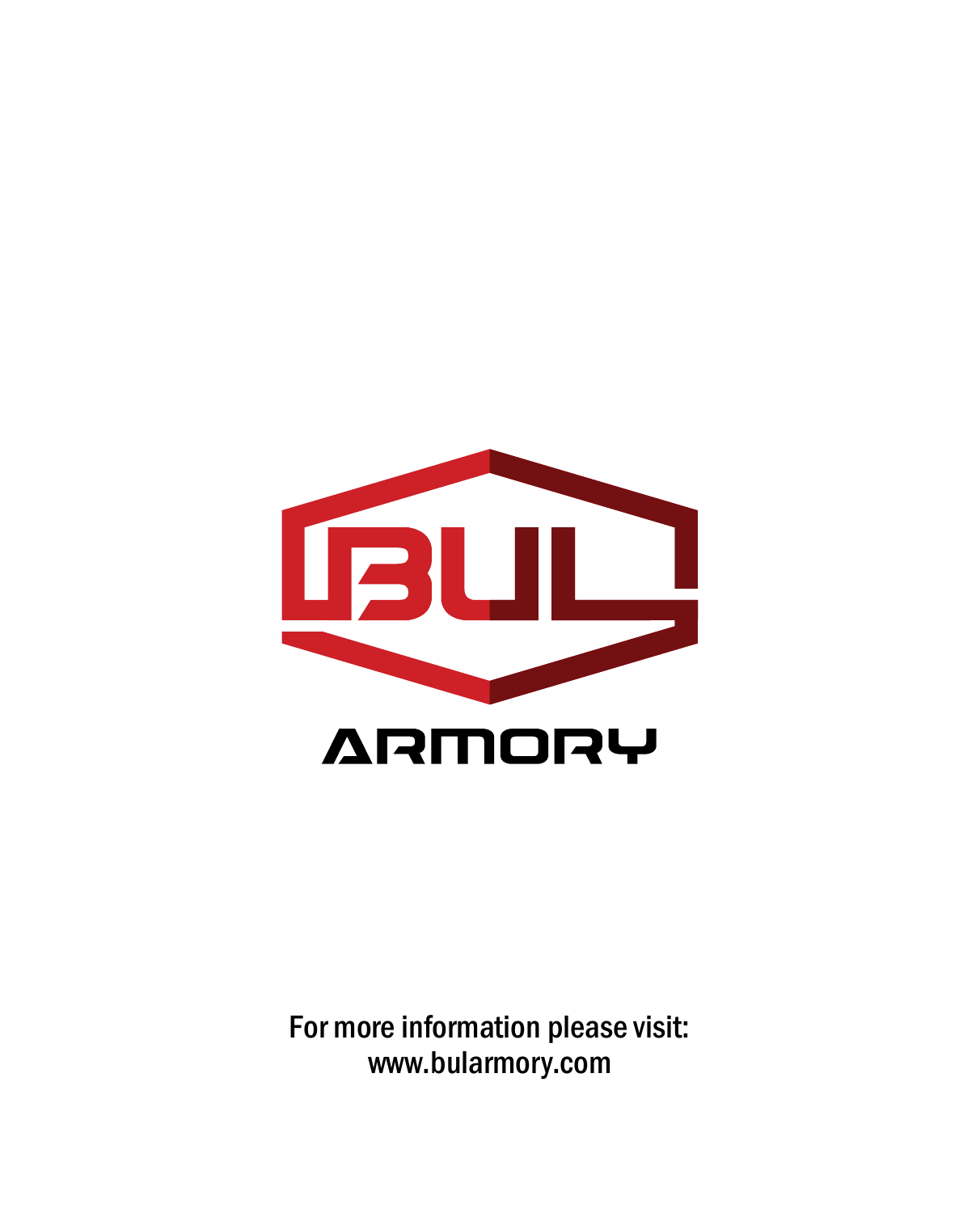BUL

ARMORY

For more information please visit:
www.bularmory.com